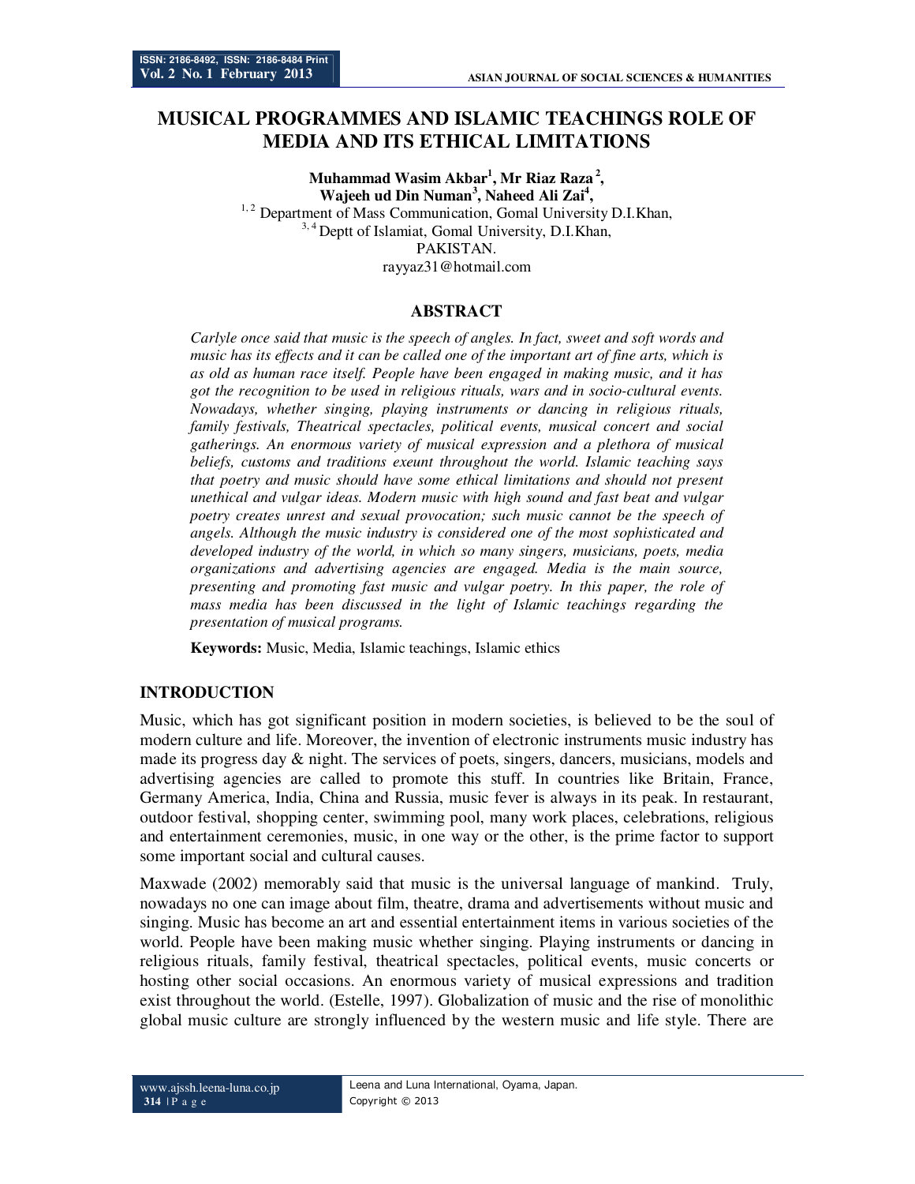# MUSICAL PROGRAMMES AND ISLAMIC TEACHINGS ROLE OF MEDIA AND ITS ETHICAL LIMITATIONS

**Muhammad Wasim Akbar[1], Mr Riaz Raza[2], Wajeeh ud Din Numan[3], Naheed Ali Zai[4],**

[1, 2] Department of Mass Communication, Gomal University D.I.Khan,
[3, 4] Deptt of Islamiat, Gomal University, D.I.Khan,
PAKISTAN.
rayyaz31@hotmail.com

## ABSTRACT

*Carlyle once said that music is the speech of angles. In fact, sweet and soft words and music has its effects and it can be called one of the important art of fine arts, which is as old as human race itself. People have been engaged in making music, and it has got the recognition to be used in religious rituals, wars and in socio-cultural events. Nowadays, whether singing, playing instruments or dancing in religious rituals, family festivals, Theatrical spectacles, political events, musical concert and social gatherings. An enormous variety of musical expression and a plethora of musical beliefs, customs and traditions exeunt throughout the world. Islamic teaching says that poetry and music should have some ethical limitations and should not present unethical and vulgar ideas. Modern music with high sound and fast beat and vulgar poetry creates unrest and sexual provocation; such music cannot be the speech of angels. Although the music industry is considered one of the most sophisticated and developed industry of the world, in which so many singers, musicians, poets, media organizations and advertising agencies are engaged. Media is the main source, presenting and promoting fast music and vulgar poetry. In this paper, the role of mass media has been discussed in the light of Islamic teachings regarding the presentation of musical programs.*

**Keywords:** Music, Media, Islamic teachings, Islamic ethics

## INTRODUCTION

Music, which has got significant position in modern societies, is believed to be the soul of modern culture and life. Moreover, the invention of electronic instruments music industry has made its progress day & night. The services of poets, singers, dancers, musicians, models and advertising agencies are called to promote this stuff. In countries like Britain, France, Germany America, India, China and Russia, music fever is always in its peak. In restaurant, outdoor festival, shopping center, swimming pool, many work places, celebrations, religious and entertainment ceremonies, music, in one way or the other, is the prime factor to support some important social and cultural causes.

Maxwade (2002) memorably said that music is the universal language of mankind. Truly, nowadays no one can image about film, theatre, drama and advertisements without music and singing. Music has become an art and essential entertainment items in various societies of the world. People have been making music whether singing. Playing instruments or dancing in religious rituals, family festival, theatrical spectacles, political events, music concerts or hosting other social occasions. An enormous variety of musical expressions and tradition exist throughout the world. (Estelle, 1997). Globalization of music and the rise of monolithic global music culture are strongly influenced by the western music and life style. There are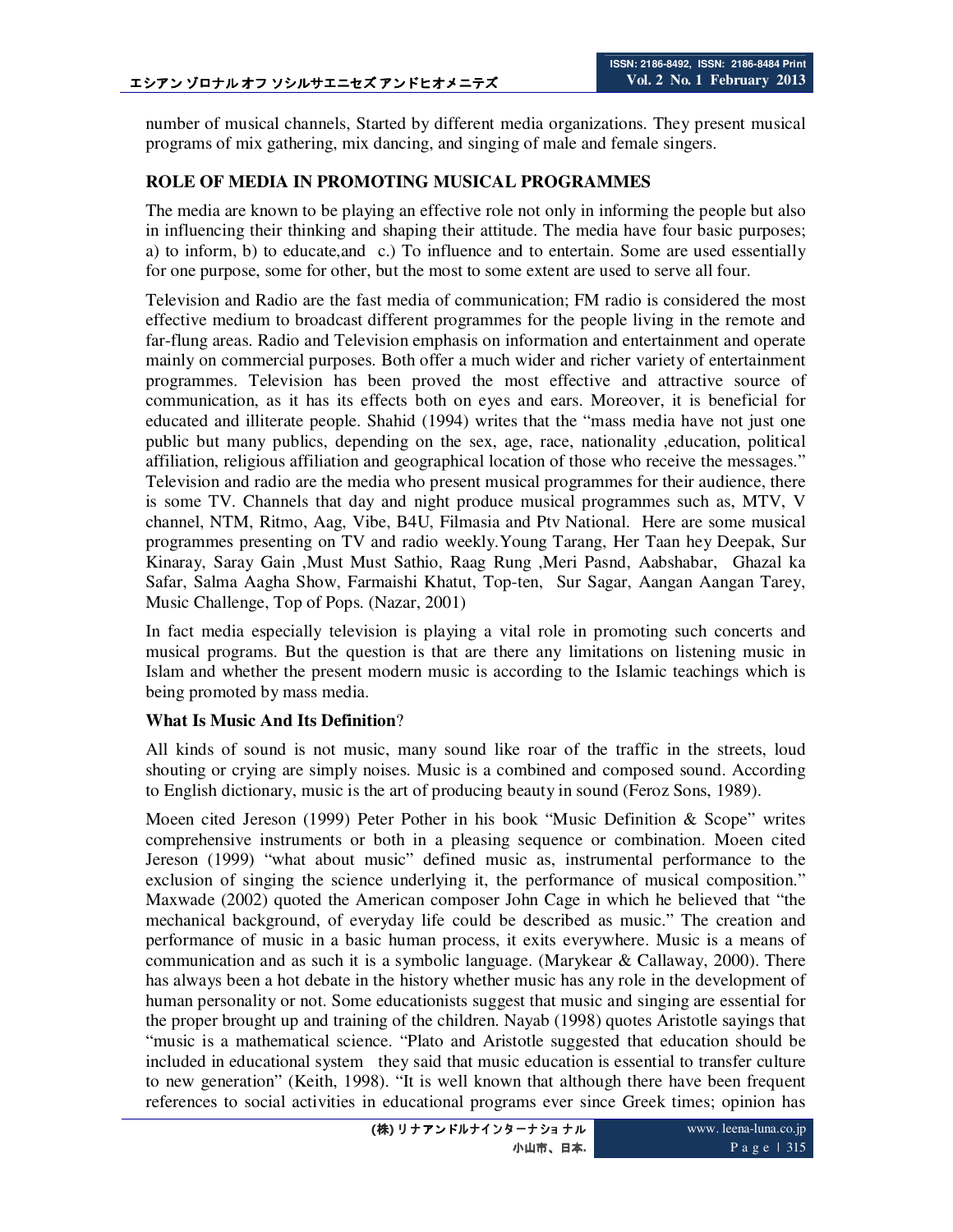number of musical channels, Started by different media organizations. They present musical programs of mix gathering, mix dancing, and singing of male and female singers.

## ROLE OF MEDIA IN PROMOTING MUSICAL PROGRAMMES

The media are known to be playing an effective role not only in informing the people but also in influencing their thinking and shaping their attitude. The media have four basic purposes; a) to inform, b) to educate,and c.) To influence and to entertain. Some are used essentially for one purpose, some for other, but the most to some extent are used to serve all four.

Television and Radio are the fast media of communication; FM radio is considered the most effective medium to broadcast different programmes for the people living in the remote and far-flung areas. Radio and Television emphasis on information and entertainment and operate mainly on commercial purposes. Both offer a much wider and richer variety of entertainment programmes. Television has been proved the most effective and attractive source of communication, as it has its effects both on eyes and ears. Moreover, it is beneficial for educated and illiterate people. Shahid (1994) writes that the "mass media have not just one public but many publics, depending on the sex, age, race, nationality ,education, political affiliation, religious affiliation and geographical location of those who receive the messages." Television and radio are the media who present musical programmes for their audience, there is some TV. Channels that day and night produce musical programmes such as, MTV, V channel, NTM, Ritmo, Aag, Vibe, B4U, Filmasia and Ptv National. Here are some musical programmes presenting on TV and radio weekly.Young Tarang, Her Taan hey Deepak, Sur Kinaray, Saray Gain ,Must Must Sathio, Raag Rung ,Meri Pasnd, Aabshabar, Ghazal ka Safar, Salma Aagha Show, Farmaishi Khatut, Top-ten, Sur Sagar, Aangan Aangan Tarey, Music Challenge, Top of Pops. (Nazar, 2001)

In fact media especially television is playing a vital role in promoting such concerts and musical programs. But the question is that are there any limitations on listening music in Islam and whether the present modern music is according to the Islamic teachings which is being promoted by mass media.

### What Is Music And Its Definition?

All kinds of sound is not music, many sound like roar of the traffic in the streets, loud shouting or crying are simply noises. Music is a combined and composed sound. According to English dictionary, music is the art of producing beauty in sound (Feroz Sons, 1989).

Moeen cited Jereson (1999) Peter Pother in his book "Music Definition & Scope" writes comprehensive instruments or both in a pleasing sequence or combination. Moeen cited Jereson (1999) "what about music" defined music as, instrumental performance to the exclusion of singing the science underlying it, the performance of musical composition." Maxwade (2002) quoted the American composer John Cage in which he believed that "the mechanical background, of everyday life could be described as music." The creation and performance of music in a basic human process, it exits everywhere. Music is a means of communication and as such it is a symbolic language. (Marykear & Callaway, 2000). There has always been a hot debate in the history whether music has any role in the development of human personality or not. Some educationists suggest that music and singing are essential for the proper brought up and training of the children. Nayab (1998) quotes Aristotle sayings that "music is a mathematical science. "Plato and Aristotle suggested that education should be included in educational system they said that music education is essential to transfer culture to new generation" (Keith, 1998). "It is well known that although there have been frequent references to social activities in educational programs ever since Greek times; opinion has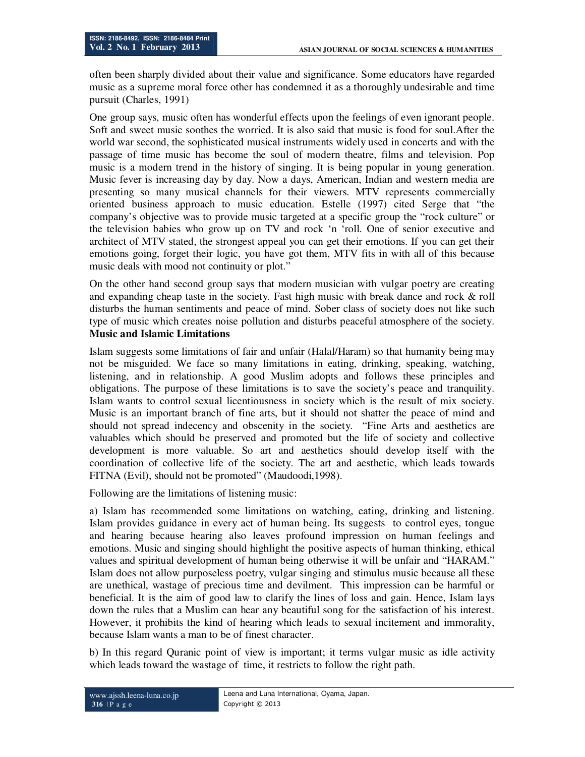often been sharply divided about their value and significance. Some educators have regarded music as a supreme moral force other has condemned it as a thoroughly undesirable and time pursuit (Charles, 1991)

One group says, music often has wonderful effects upon the feelings of even ignorant people. Soft and sweet music soothes the worried. It is also said that music is food for soul.After the world war second, the sophisticated musical instruments widely used in concerts and with the passage of time music has become the soul of modern theatre, films and television. Pop music is a modern trend in the history of singing. It is being popular in young generation. Music fever is increasing day by day. Now a days, American, Indian and western media are presenting so many musical channels for their viewers. MTV represents commercially oriented business approach to music education. Estelle (1997) cited Serge that "the company's objective was to provide music targeted at a specific group the "rock culture" or the television babies who grow up on TV and rock 'n 'roll. One of senior executive and architect of MTV stated, the strongest appeal you can get their emotions. If you can get their emotions going, forget their logic, you have got them, MTV fits in with all of this because music deals with mood not continuity or plot."

On the other hand second group says that modern musician with vulgar poetry are creating and expanding cheap taste in the society. Fast high music with break dance and rock & roll disturbs the human sentiments and peace of mind. Sober class of society does not like such type of music which creates noise pollution and disturbs peaceful atmosphere of the society.

**Music and Islamic Limitations**

Islam suggests some limitations of fair and unfair (Halal/Haram) so that humanity being may not be misguided. We face so many limitations in eating, drinking, speaking, watching, listening, and in relationship. A good Muslim adopts and follows these principles and obligations. The purpose of these limitations is to save the society's peace and tranquility. Islam wants to control sexual licentiousness in society which is the result of mix society. Music is an important branch of fine arts, but it should not shatter the peace of mind and should not spread indecency and obscenity in the society. "Fine Arts and aesthetics are valuables which should be preserved and promoted but the life of society and collective development is more valuable. So art and aesthetics should develop itself with the coordination of collective life of the society. The art and aesthetic, which leads towards FITNA (Evil), should not be promoted" (Maudoodi,1998).

Following are the limitations of listening music:

a) Islam has recommended some limitations on watching, eating, drinking and listening. Islam provides guidance in every act of human being. Its suggests to control eyes, tongue and hearing because hearing also leaves profound impression on human feelings and emotions. Music and singing should highlight the positive aspects of human thinking, ethical values and spiritual development of human being otherwise it will be unfair and "HARAM." Islam does not allow purposeless poetry, vulgar singing and stimulus music because all these are unethical, wastage of precious time and devilment. This impression can be harmful or beneficial. It is the aim of good law to clarify the lines of loss and gain. Hence, Islam lays down the rules that a Muslim can hear any beautiful song for the satisfaction of his interest. However, it prohibits the kind of hearing which leads to sexual incitement and immorality, because Islam wants a man to be of finest character.

b) In this regard Quranic point of view is important; it terms vulgar music as idle activity which leads toward the wastage of time, it restricts to follow the right path.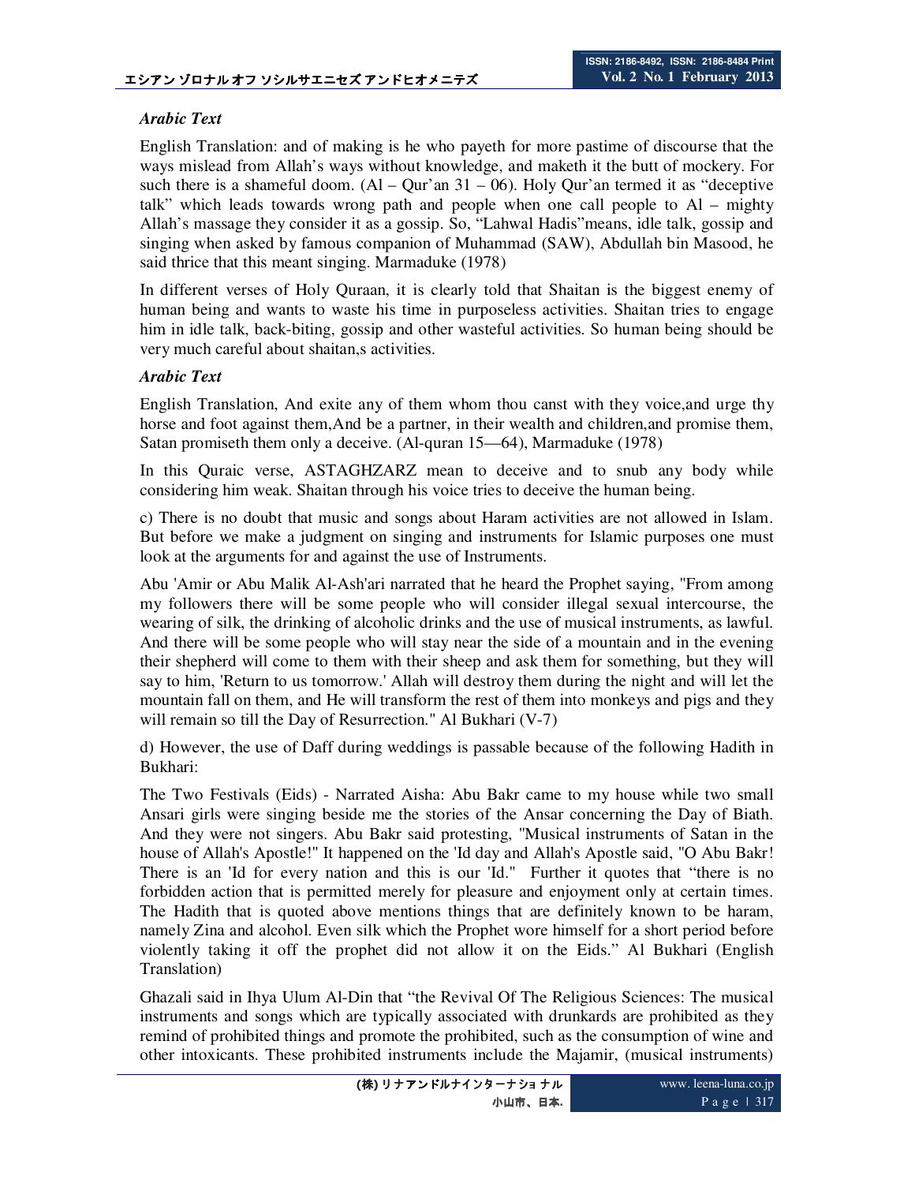*Arabic Text*

English Translation: and of making is he who payeth for more pastime of discourse that the ways mislead from Allah's ways without knowledge, and maketh it the butt of mockery. For such there is a shameful doom. (Al – Qur'an 31 – 06). Holy Qur'an termed it as "deceptive talk" which leads towards wrong path and people when one call people to Al – mighty Allah's massage they consider it as a gossip. So, "Lahwal Hadis"means, idle talk, gossip and singing when asked by famous companion of Muhammad (SAW), Abdullah bin Masood, he said thrice that this meant singing. Marmaduke (1978)

In different verses of Holy Quraan, it is clearly told that Shaitan is the biggest enemy of human being and wants to waste his time in purposeless activities. Shaitan tries to engage him in idle talk, back-biting, gossip and other wasteful activities. So human being should be very much careful about shaitan,s activities.

*Arabic Text*

English Translation, And exite any of them whom thou canst with they voice,and urge thy horse and foot against them,And be a partner, in their wealth and children,and promise them, Satan promiseth them only a deceive. (Al-quran 15—64), Marmaduke (1978)

In this Quraic verse, ASTAGHZARZ mean to deceive and to snub any body while considering him weak. Shaitan through his voice tries to deceive the human being.

c) There is no doubt that music and songs about Haram activities are not allowed in Islam. But before we make a judgment on singing and instruments for Islamic purposes one must look at the arguments for and against the use of Instruments.

Abu 'Amir or Abu Malik Al-Ash'ari narrated that he heard the Prophet saying, "From among my followers there will be some people who will consider illegal sexual intercourse, the wearing of silk, the drinking of alcoholic drinks and the use of musical instruments, as lawful. And there will be some people who will stay near the side of a mountain and in the evening their shepherd will come to them with their sheep and ask them for something, but they will say to him, 'Return to us tomorrow.' Allah will destroy them during the night and will let the mountain fall on them, and He will transform the rest of them into monkeys and pigs and they will remain so till the Day of Resurrection." Al Bukhari (V-7)

d) However, the use of Daff during weddings is passable because of the following Hadith in Bukhari:

The Two Festivals (Eids) - Narrated Aisha: Abu Bakr came to my house while two small Ansari girls were singing beside me the stories of the Ansar concerning the Day of Biath. And they were not singers. Abu Bakr said protesting, "Musical instruments of Satan in the house of Allah's Apostle!" It happened on the 'Id day and Allah's Apostle said, "O Abu Bakr! There is an 'Id for every nation and this is our 'Id." Further it quotes that "there is no forbidden action that is permitted merely for pleasure and enjoyment only at certain times. The Hadith that is quoted above mentions things that are definitely known to be haram, namely Zina and alcohol. Even silk which the Prophet wore himself for a short period before violently taking it off the prophet did not allow it on the Eids." Al Bukhari (English Translation)

Ghazali said in Ihya Ulum Al-Din that "the Revival Of The Religious Sciences: The musical instruments and songs which are typically associated with drunkards are prohibited as they remind of prohibited things and promote the prohibited, such as the consumption of wine and other intoxicants. These prohibited instruments include the Majamir, (musical instruments)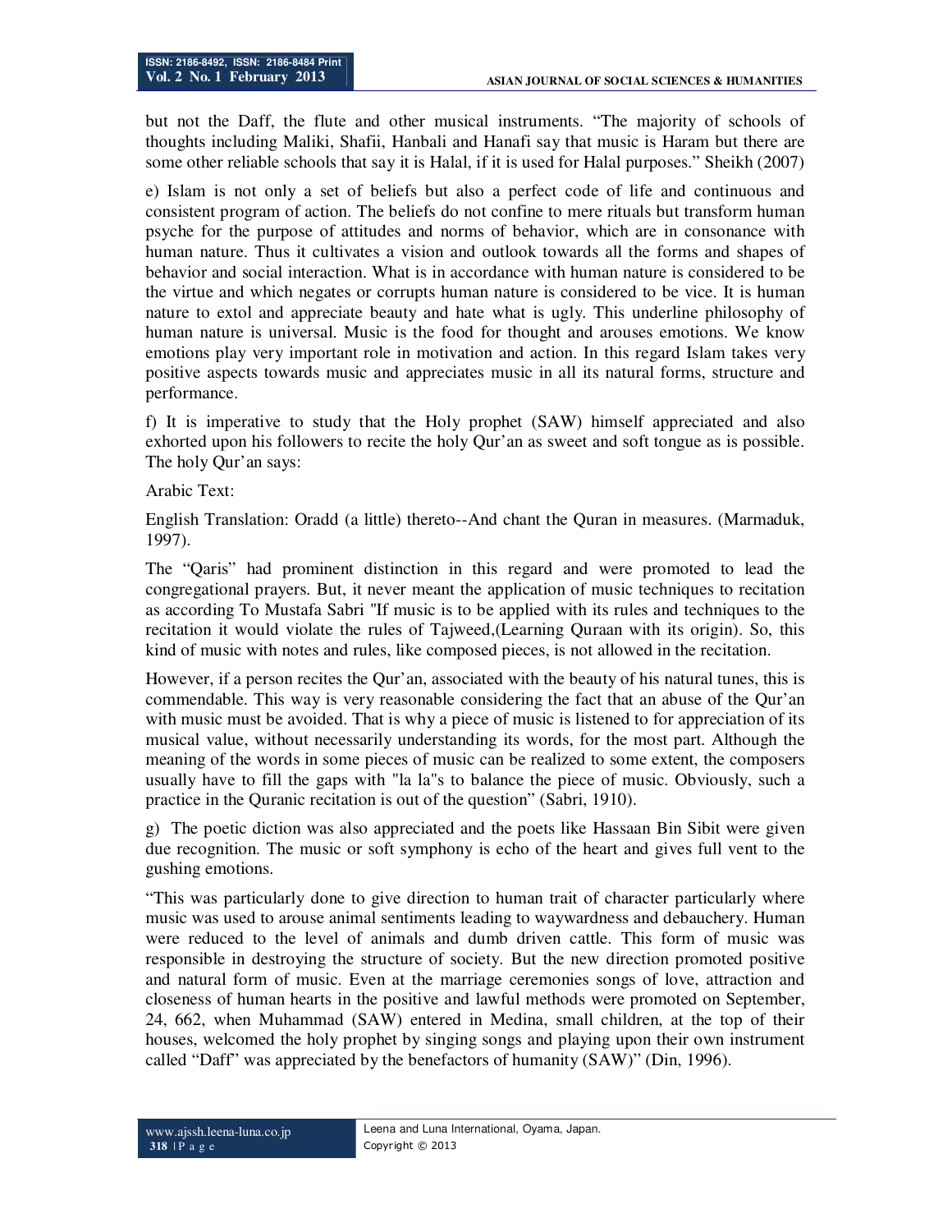but not the Daff, the flute and other musical instruments. "The majority of schools of thoughts including Maliki, Shafii, Hanbali and Hanafi say that music is Haram but there are some other reliable schools that say it is Halal, if it is used for Halal purposes." Sheikh (2007)

e) Islam is not only a set of beliefs but also a perfect code of life and continuous and consistent program of action. The beliefs do not confine to mere rituals but transform human psyche for the purpose of attitudes and norms of behavior, which are in consonance with human nature. Thus it cultivates a vision and outlook towards all the forms and shapes of behavior and social interaction. What is in accordance with human nature is considered to be the virtue and which negates or corrupts human nature is considered to be vice. It is human nature to extol and appreciate beauty and hate what is ugly. This underline philosophy of human nature is universal. Music is the food for thought and arouses emotions. We know emotions play very important role in motivation and action. In this regard Islam takes very positive aspects towards music and appreciates music in all its natural forms, structure and performance.

f) It is imperative to study that the Holy prophet (SAW) himself appreciated and also exhorted upon his followers to recite the holy Qur'an as sweet and soft tongue as is possible. The holy Qur'an says:

Arabic Text:

English Translation: Oradd (a little) thereto--And chant the Quran in measures. (Marmaduk, 1997).

The "Qaris" had prominent distinction in this regard and were promoted to lead the congregational prayers. But, it never meant the application of music techniques to recitation as according To Mustafa Sabri "If music is to be applied with its rules and techniques to the recitation it would violate the rules of Tajweed,(Learning Quraan with its origin). So, this kind of music with notes and rules, like composed pieces, is not allowed in the recitation.

However, if a person recites the Qur'an, associated with the beauty of his natural tunes, this is commendable. This way is very reasonable considering the fact that an abuse of the Qur'an with music must be avoided. That is why a piece of music is listened to for appreciation of its musical value, without necessarily understanding its words, for the most part. Although the meaning of the words in some pieces of music can be realized to some extent, the composers usually have to fill the gaps with "la la"s to balance the piece of music. Obviously, such a practice in the Quranic recitation is out of the question" (Sabri, 1910).

g) The poetic diction was also appreciated and the poets like Hassaan Bin Sibit were given due recognition. The music or soft symphony is echo of the heart and gives full vent to the gushing emotions.

"This was particularly done to give direction to human trait of character particularly where music was used to arouse animal sentiments leading to waywardness and debauchery. Human were reduced to the level of animals and dumb driven cattle. This form of music was responsible in destroying the structure of society. But the new direction promoted positive and natural form of music. Even at the marriage ceremonies songs of love, attraction and closeness of human hearts in the positive and lawful methods were promoted on September, 24, 662, when Muhammad (SAW) entered in Medina, small children, at the top of their houses, welcomed the holy prophet by singing songs and playing upon their own instrument called "Daff" was appreciated by the benefactors of humanity (SAW)" (Din, 1996).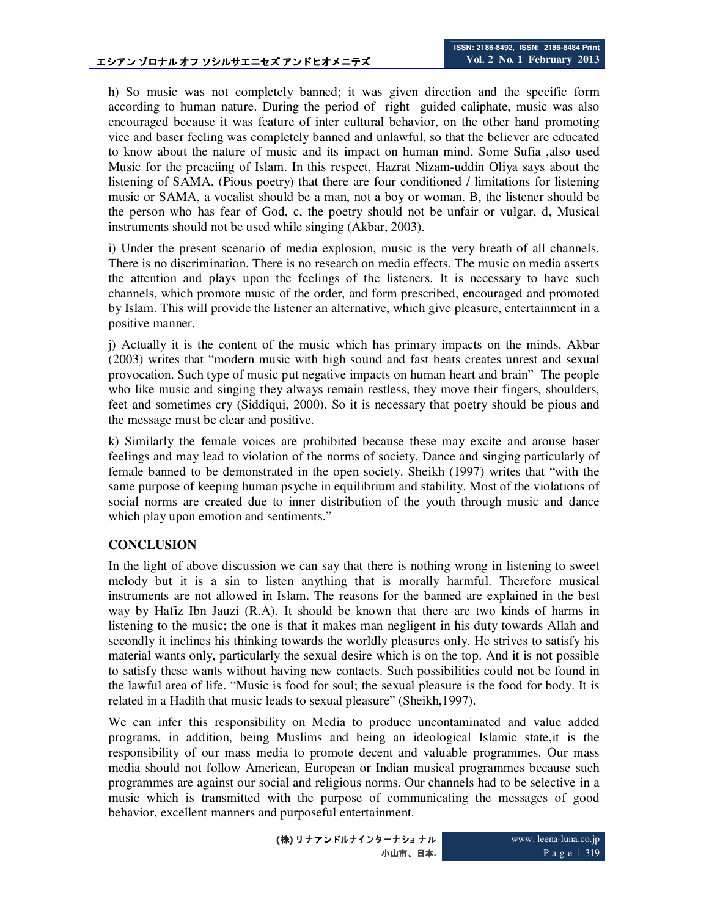h) So music was not completely banned; it was given direction and the specific form according to human nature. During the period of right guided caliphate, music was also encouraged because it was feature of inter cultural behavior, on the other hand promoting vice and baser feeling was completely banned and unlawful, so that the believer are educated to know about the nature of music and its impact on human mind. Some Sufia ,also used Music for the preaciing of Islam. In this respect, Hazrat Nizam-uddin Oliya says about the listening of SAMA, (Pious poetry) that there are four conditioned / limitations for listening music or SAMA, a vocalist should be a man, not a boy or woman. B, the listener should be the person who has fear of God, c, the poetry should not be unfair or vulgar, d, Musical instruments should not be used while singing (Akbar, 2003).

i) Under the present scenario of media explosion, music is the very breath of all channels. There is no discrimination. There is no research on media effects. The music on media asserts the attention and plays upon the feelings of the listeners. It is necessary to have such channels, which promote music of the order, and form prescribed, encouraged and promoted by Islam. This will provide the listener an alternative, which give pleasure, entertainment in a positive manner.

j) Actually it is the content of the music which has primary impacts on the minds. Akbar (2003) writes that "modern music with high sound and fast beats creates unrest and sexual provocation. Such type of music put negative impacts on human heart and brain" The people who like music and singing they always remain restless, they move their fingers, shoulders, feet and sometimes cry (Siddiqui, 2000). So it is necessary that poetry should be pious and the message must be clear and positive.

k) Similarly the female voices are prohibited because these may excite and arouse baser feelings and may lead to violation of the norms of society. Dance and singing particularly of female banned to be demonstrated in the open society. Sheikh (1997) writes that "with the same purpose of keeping human psyche in equilibrium and stability. Most of the violations of social norms are created due to inner distribution of the youth through music and dance which play upon emotion and sentiments."

## CONCLUSION

In the light of above discussion we can say that there is nothing wrong in listening to sweet melody but it is a sin to listen anything that is morally harmful. Therefore musical instruments are not allowed in Islam. The reasons for the banned are explained in the best way by Hafiz Ibn Jauzi (R.A). It should be known that there are two kinds of harms in listening to the music; the one is that it makes man negligent in his duty towards Allah and secondly it inclines his thinking towards the worldly pleasures only. He strives to satisfy his material wants only, particularly the sexual desire which is on the top. And it is not possible to satisfy these wants without having new contacts. Such possibilities could not be found in the lawful area of life. "Music is food for soul; the sexual pleasure is the food for body. It is related in a Hadith that music leads to sexual pleasure" (Sheikh,1997).

We can infer this responsibility on Media to produce uncontaminated and value added programs, in addition, being Muslims and being an ideological Islamic state,it is the responsibility of our mass media to promote decent and valuable programmes. Our mass media should not follow American, European or Indian musical programmes because such programmes are against our social and religious norms. Our channels had to be selective in a music which is transmitted with the purpose of communicating the messages of good behavior, excellent manners and purposeful entertainment.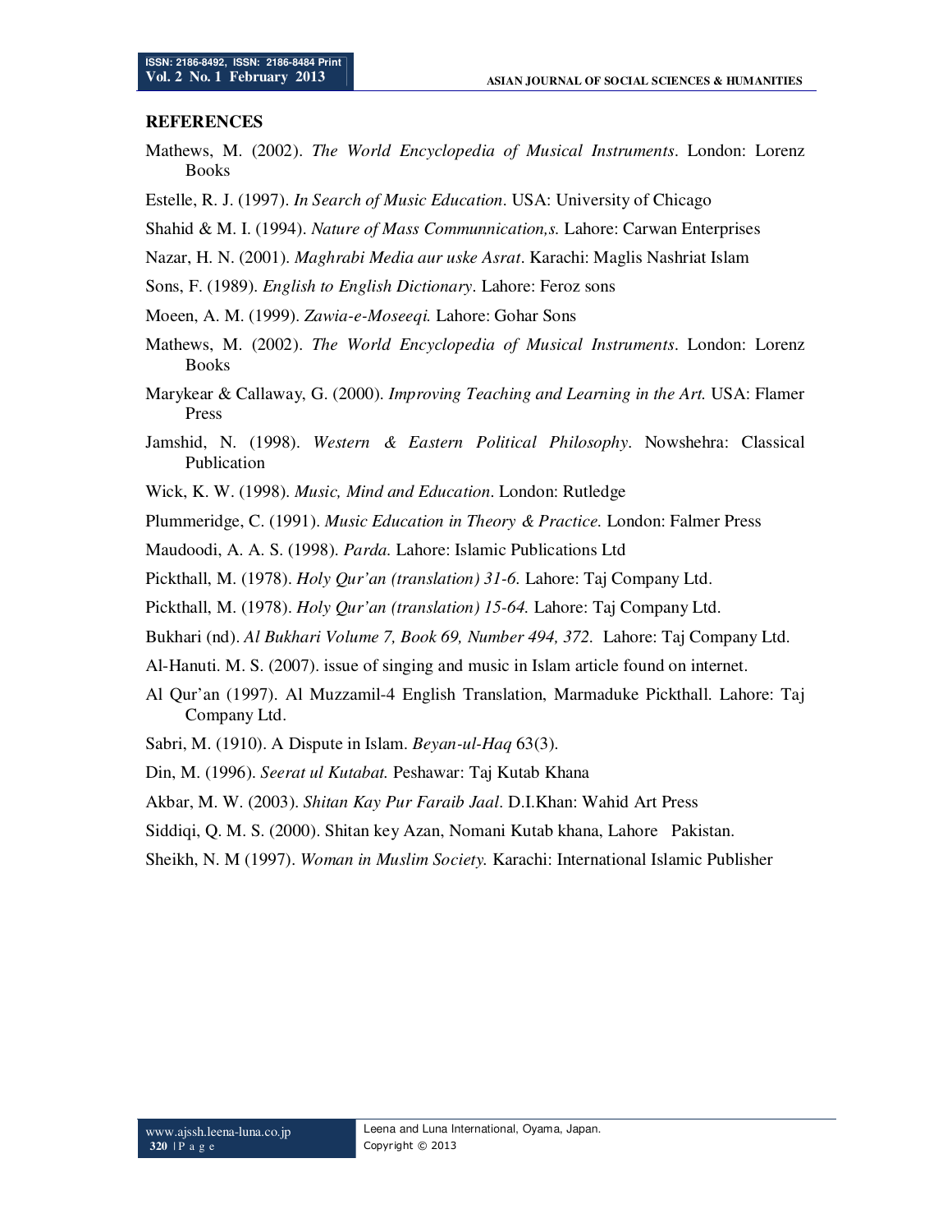## REFERENCES

Mathews, M. (2002). *The World Encyclopedia of Musical Instruments*. London: Lorenz Books

Estelle, R. J. (1997). *In Search of Music Education*. USA: University of Chicago

Shahid & M. I. (1994). *Nature of Mass Communnication,s.* Lahore: Carwan Enterprises

Nazar, H. N. (2001). *Maghrabi Media aur uske Asrat*. Karachi: Maglis Nashriat Islam

Sons, F. (1989). *English to English Dictionary*. Lahore: Feroz sons

Moeen, A. M. (1999). *Zawia-e-Moseeqi.* Lahore: Gohar Sons

Mathews, M. (2002). *The World Encyclopedia of Musical Instruments*. London: Lorenz Books

Marykear & Callaway, G. (2000). *Improving Teaching and Learning in the Art.* USA: Flamer Press

Jamshid, N. (1998). *Western & Eastern Political Philosophy*. Nowshehra: Classical Publication

Wick, K. W. (1998). *Music, Mind and Education*. London: Rutledge

Plummeridge, C. (1991). *Music Education in Theory & Practice.* London: Falmer Press

Maudoodi, A. A. S. (1998). *Parda.* Lahore: Islamic Publications Ltd

Pickthall, M. (1978). *Holy Qur'an (translation) 31-6.* Lahore: Taj Company Ltd.

Pickthall, M. (1978). *Holy Qur'an (translation) 15-64.* Lahore: Taj Company Ltd.

Bukhari (nd). *Al Bukhari Volume 7, Book 69, Number 494, 372*. Lahore: Taj Company Ltd.

Al-Hanuti. M. S. (2007). issue of singing and music in Islam article found on internet.

Al Qur'an (1997). Al Muzzamil-4 English Translation, Marmaduke Pickthall. Lahore: Taj Company Ltd.

Sabri, M. (1910). A Dispute in Islam. *Beyan-ul-Haq* 63(3).

Din, M. (1996). *Seerat ul Kutabat.* Peshawar: Taj Kutab Khana

Akbar, M. W. (2003). *Shitan Kay Pur Faraib Jaal*. D.I.Khan: Wahid Art Press

Siddiqi, Q. M. S. (2000). Shitan key Azan, Nomani Kutab khana, Lahore Pakistan.

Sheikh, N. M (1997). *Woman in Muslim Society.* Karachi: International Islamic Publisher